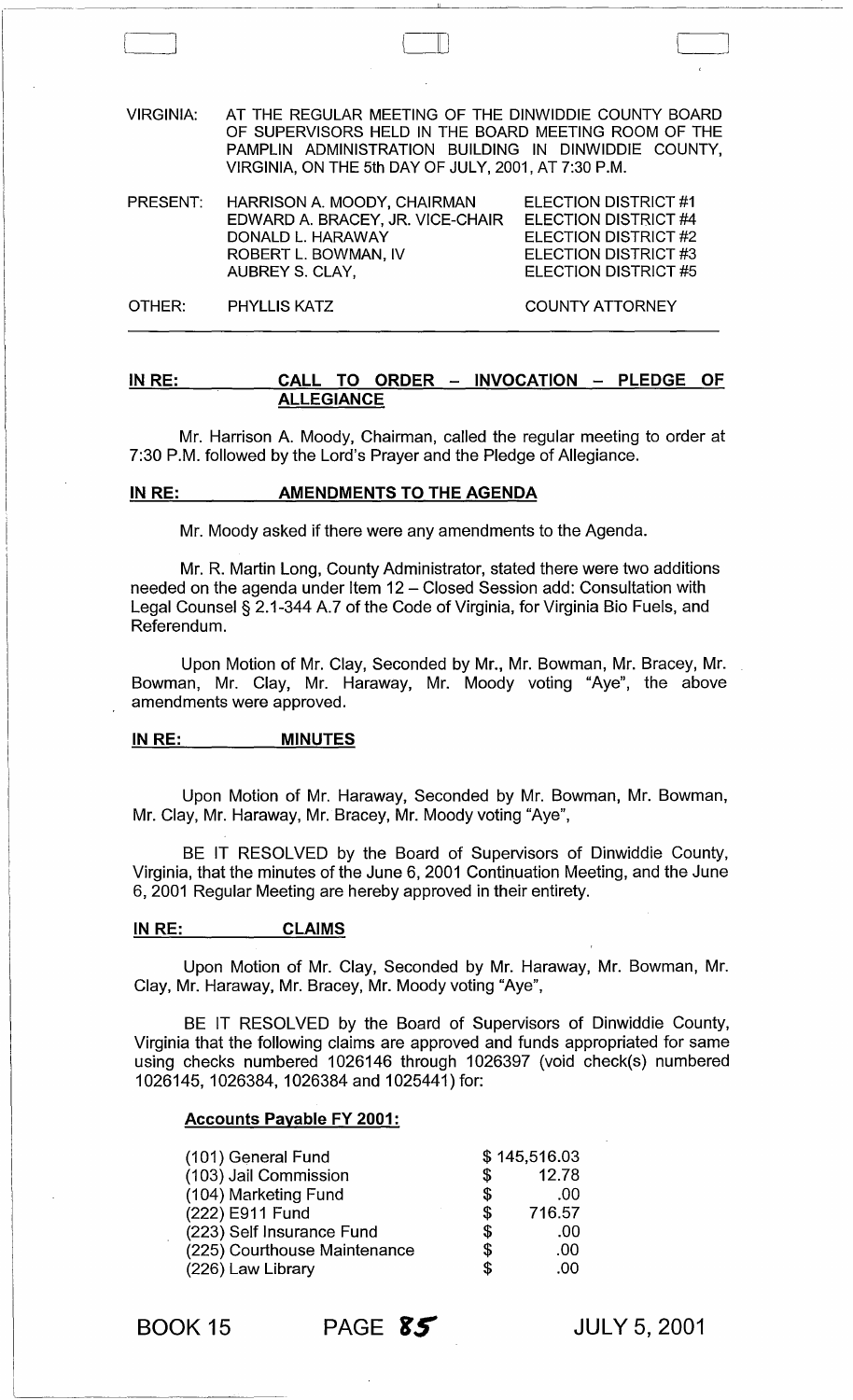| VIRGINIA: | AT THE REGULAR MEETING OF THE DINWIDDIE COUNTY BOARD OF SUPERVISORS HELD IN THE BOARD MEETING ROOM OF THE PAMPLIN ADMINISTRATION BUILDING IN DINWIDDIE COUNTY, VIRGINIA, ON THE 5th DAY OF JULY, 2001, AT 7:30 P.M. | |
|---|---|---|
| PRESENT: | HARRISON A. MOODY, CHAIRMAN | ELECTION DISTRICT #1 |
| | EDWARD A. BRACEY, JR. VICE-CHAIR | ELECTION DISTRICT #4 |
| | DONALD L. HARAWAY | ELECTION DISTRICT #2 |
| | ROBERT L. BOWMAN, IV | ELECTION DISTRICT #3 |
| | AUBREY S. CLAY, | ELECTION DISTRICT #5 |
| OTHER: | PHYLLIS KATZ | COUNTY ATTORNEY |

## IN RE: CALL TO ORDER – INVOCATION – PLEDGE OF ALLEGIANCE

Mr. Harrison A. Moody, Chairman, called the regular meeting to order at 7:30 P.M. followed by the Lord's Prayer and the Pledge of Allegiance.

## IN RE: AMENDMENTS TO THE AGENDA

Mr. Moody asked if there were any amendments to the Agenda.

Mr. R. Martin Long, County Administrator, stated there were two additions needed on the agenda under Item 12 – Closed Session add: Consultation with Legal Counsel § 2.1-344 A.7 of the Code of Virginia, for Virginia Bio Fuels, and Referendum.

Upon Motion of Mr. Clay, Seconded by Mr., Mr. Bowman, Mr. Bracey, Mr. Bowman, Mr. Clay, Mr. Haraway, Mr. Moody voting "Aye", the above amendments were approved.

## IN RE: MINUTES

Upon Motion of Mr. Haraway, Seconded by Mr. Bowman, Mr. Bowman, Mr. Clay, Mr. Haraway, Mr. Bracey, Mr. Moody voting "Aye",

BE IT RESOLVED by the Board of Supervisors of Dinwiddie County, Virginia, that the minutes of the June 6, 2001 Continuation Meeting, and the June 6, 2001 Regular Meeting are hereby approved in their entirety.

## IN RE: CLAIMS

Upon Motion of Mr. Clay, Seconded by Mr. Haraway, Mr. Bowman, Mr. Clay, Mr. Haraway, Mr. Bracey, Mr. Moody voting "Aye",

BE IT RESOLVED by the Board of Supervisors of Dinwiddie County, Virginia that the following claims are approved and funds appropriated for same using checks numbered 1026146 through 1026397 (void check(s) numbered 1026145, 1026384, 1026384 and 1025441) for:

### Accounts Payable FY 2001:

| | |
|---|---|
| (101) General Fund | $ 145,516.03 |
| (103) Jail Commission | $ 12.78 |
| (104) Marketing Fund | $ .00 |
| (222) E911 Fund | $ 716.57 |
| (223) Self Insurance Fund | $ .00 |
| (225) Courthouse Maintenance | $ .00 |
| (226) Law Library | $ .00 |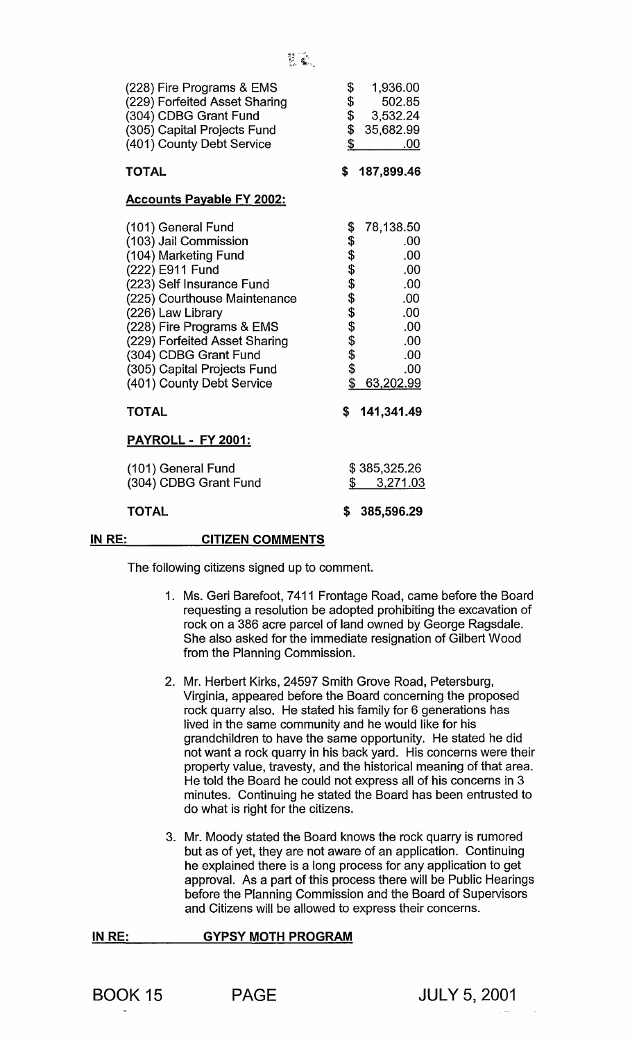| | |
|---|---|
| (228) Fire Programs & EMS | $ 1,936.00 |
| (229) Forfeited Asset Sharing | $ 502.85 |
| (304) CDBG Grant Fund | $ 3,532.24 |
| (305) Capital Projects Fund | $ 35,682.99 |
| (401) County Debt Service | $ .00 |
| **TOTAL** | **$ 187,899.46** |

**Accounts Payable FY 2002:**

| | |
|---|---|
| (101) General Fund | $ 78,138.50 |
| (103) Jail Commission | $ .00 |
| (104) Marketing Fund | $ .00 |
| (222) E911 Fund | $ .00 |
| (223) Self Insurance Fund | $ .00 |
| (225) Courthouse Maintenance | $ .00 |
| (226) Law Library | $ .00 |
| (228) Fire Programs & EMS | $ .00 |
| (229) Forfeited Asset Sharing | $ .00 |
| (304) CDBG Grant Fund | $ .00 |
| (305) Capital Projects Fund | $ .00 |
| (401) County Debt Service | $ 63,202.99 |
| **TOTAL** | **$ 141,341.49** |

**PAYROLL - FY 2001:**

| | |
|---|---|
| (101) General Fund | $ 385,325.26 |
| (304) CDBG Grant Fund | $ 3,271.03 |
| **TOTAL** | **$ 385,596.29** |

**IN RE: CITIZEN COMMENTS**

The following citizens signed up to comment.

1. Ms. Geri Barefoot, 7411 Frontage Road, came before the Board requesting a resolution be adopted prohibiting the excavation of rock on a 386 acre parcel of land owned by George Ragsdale. She also asked for the immediate resignation of Gilbert Wood from the Planning Commission.

2. Mr. Herbert Kirks, 24597 Smith Grove Road, Petersburg, Virginia, appeared before the Board concerning the proposed rock quarry also. He stated his family for 6 generations has lived in the same community and he would like for his grandchildren to have the same opportunity. He stated he did not want a rock quarry in his back yard. His concerns were their property value, travesty, and the historical meaning of that area. He told the Board he could not express all of his concerns in 3 minutes. Continuing he stated the Board has been entrusted to do what is right for the citizens.

3. Mr. Moody stated the Board knows the rock quarry is rumored but as of yet, they are not aware of an application. Continuing he explained there is a long process for any application to get approval. As a part of this process there will be Public Hearings before the Planning Commission and the Board of Supervisors and Citizens will be allowed to express their concerns.

**IN RE: GYPSY MOTH PROGRAM**

BOOK 15 PAGE JULY 5, 2001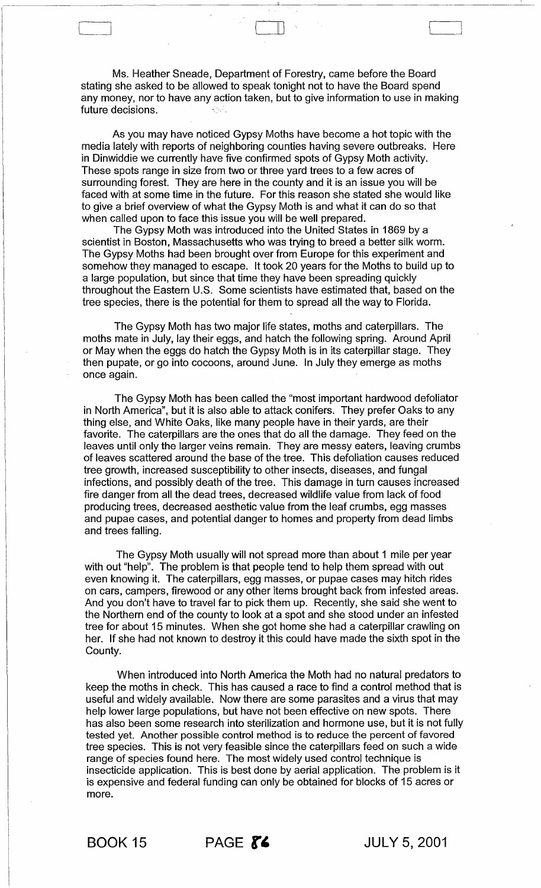Ms. Heather Sneade, Department of Forestry, came before the Board stating she asked to be allowed to speak tonight not to have the Board spend any money, nor to have any action taken, but to give information to use in making future decisions.

As you may have noticed Gypsy Moths have become a hot topic with the media lately with reports of neighboring counties having severe outbreaks. Here in Dinwiddie we currently have five confirmed spots of Gypsy Moth activity. These spots range in size from two or three yard trees to a few acres of surrounding forest. They are here in the county and it is an issue you will be faced with at some time in the future. For this reason she stated she would like to give a brief overview of what the Gypsy Moth is and what it can do so that when called upon to face this issue you will be well prepared.

The Gypsy Moth was introduced into the United States in 1869 by a scientist in Boston, Massachusetts who was trying to breed a better silk worm. The Gypsy Moths had been brought over from Europe for this experiment and somehow they managed to escape. It took 20 years for the Moths to build up to a large population, but since that time they have been spreading quickly throughout the Eastern U.S. Some scientists have estimated that, based on the tree species, there is the potential for them to spread all the way to Florida.

The Gypsy Moth has two major life states, moths and caterpillars. The moths mate in July, lay their eggs, and hatch the following spring. Around April or May when the eggs do hatch the Gypsy Moth is in its caterpillar stage. They then pupate, or go into cocoons, around June. In July they emerge as moths once again.

The Gypsy Moth has been called the "most important hardwood defoliator in North America", but it is also able to attack conifers. They prefer Oaks to any thing else, and White Oaks, like many people have in their yards, are their favorite. The caterpillars are the ones that do all the damage. They feed on the leaves until only the larger veins remain. They are messy eaters, leaving crumbs of leaves scattered around the base of the tree. This defoliation causes reduced tree growth, increased susceptibility to other insects, diseases, and fungal infections, and possibly death of the tree. This damage in turn causes increased fire danger from all the dead trees, decreased wildlife value from lack of food producing trees, decreased aesthetic value from the leaf crumbs, egg masses and pupae cases, and potential danger to homes and property from dead limbs and trees falling.

The Gypsy Moth usually will not spread more than about 1 mile per year with out "help". The problem is that people tend to help them spread with out even knowing it. The caterpillars, egg masses, or pupae cases may hitch rides on cars, campers, firewood or any other items brought back from infested areas. And you don't have to travel far to pick them up. Recently, she said she went to the Northern end of the county to look at a spot and she stood under an infested tree for about 15 minutes. When she got home she had a caterpillar crawling on her. If she had not known to destroy it this could have made the sixth spot in the County.

When introduced into North America the Moth had no natural predators to keep the moths in check. This has caused a race to find a control method that is useful and widely available. Now there are some parasites and a virus that may help lower large populations, but have not been effective on new spots. There has also been some research into sterilization and hormone use, but it is not fully tested yet. Another possible control method is to reduce the percent of favored tree species. This is not very feasible since the caterpillars feed on such a wide range of species found here. The most widely used control technique is insecticide application. This is best done by aerial application. The problem is it is expensive and federal funding can only be obtained for blocks of 15 acres or more.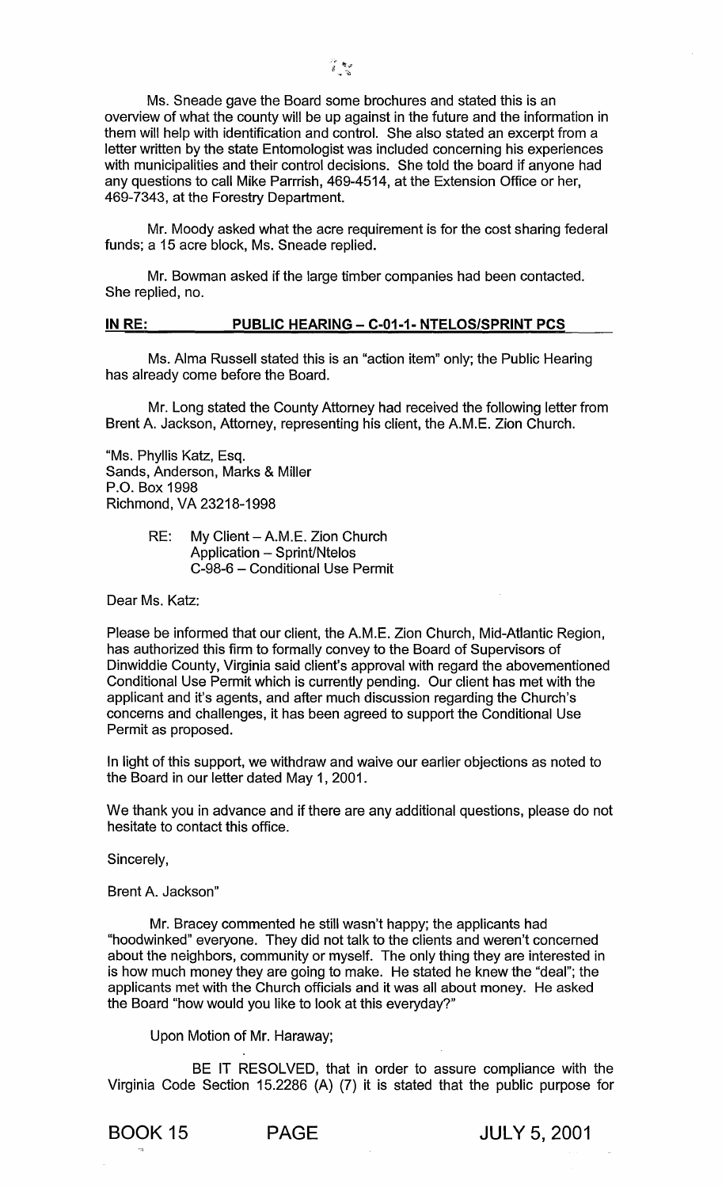Ms. Sneade gave the Board some brochures and stated this is an overview of what the county will be up against in the future and the information in them will help with identification and control. She also stated an excerpt from a letter written by the state Entomologist was included concerning his experiences with municipalities and their control decisions. She told the board if anyone had any questions to call Mike Parrrish, 469-4514, at the Extension Office or her, 469-7343, at the Forestry Department.

Mr. Moody asked what the acre requirement is for the cost sharing federal funds; a 15 acre block, Ms. Sneade replied.

Mr. Bowman asked if the large timber companies had been contacted. She replied, no.

**IN RE: PUBLIC HEARING – C-01-1- NTELOS/SPRINT PCS**

Ms. Alma Russell stated this is an "action item" only; the Public Hearing has already come before the Board.

Mr. Long stated the County Attorney had received the following letter from Brent A. Jackson, Attorney, representing his client, the A.M.E. Zion Church.

"Ms. Phyllis Katz, Esq.
Sands, Anderson, Marks & Miller
P.O. Box 1998
Richmond, VA 23218-1998

RE: My Client – A.M.E. Zion Church
Application – Sprint/Ntelos
C-98-6 – Conditional Use Permit

Dear Ms. Katz:

Please be informed that our client, the A.M.E. Zion Church, Mid-Atlantic Region, has authorized this firm to formally convey to the Board of Supervisors of Dinwiddie County, Virginia said client's approval with regard the abovementioned Conditional Use Permit which is currently pending. Our client has met with the applicant and it's agents, and after much discussion regarding the Church's concerns and challenges, it has been agreed to support the Conditional Use Permit as proposed.

In light of this support, we withdraw and waive our earlier objections as noted to the Board in our letter dated May 1, 2001.

We thank you in advance and if there are any additional questions, please do not hesitate to contact this office.

Sincerely,

Brent A. Jackson"

Mr. Bracey commented he still wasn't happy; the applicants had "hoodwinked" everyone. They did not talk to the clients and weren't concerned about the neighbors, community or myself. The only thing they are interested in is how much money they are going to make. He stated he knew the "deal"; the applicants met with the Church officials and it was all about money. He asked the Board "how would you like to look at this everyday?"

Upon Motion of Mr. Haraway;

BE IT RESOLVED, that in order to assure compliance with the Virginia Code Section 15.2286 (A) (7) it is stated that the public purpose for

BOOK 15 PAGE JULY 5, 2001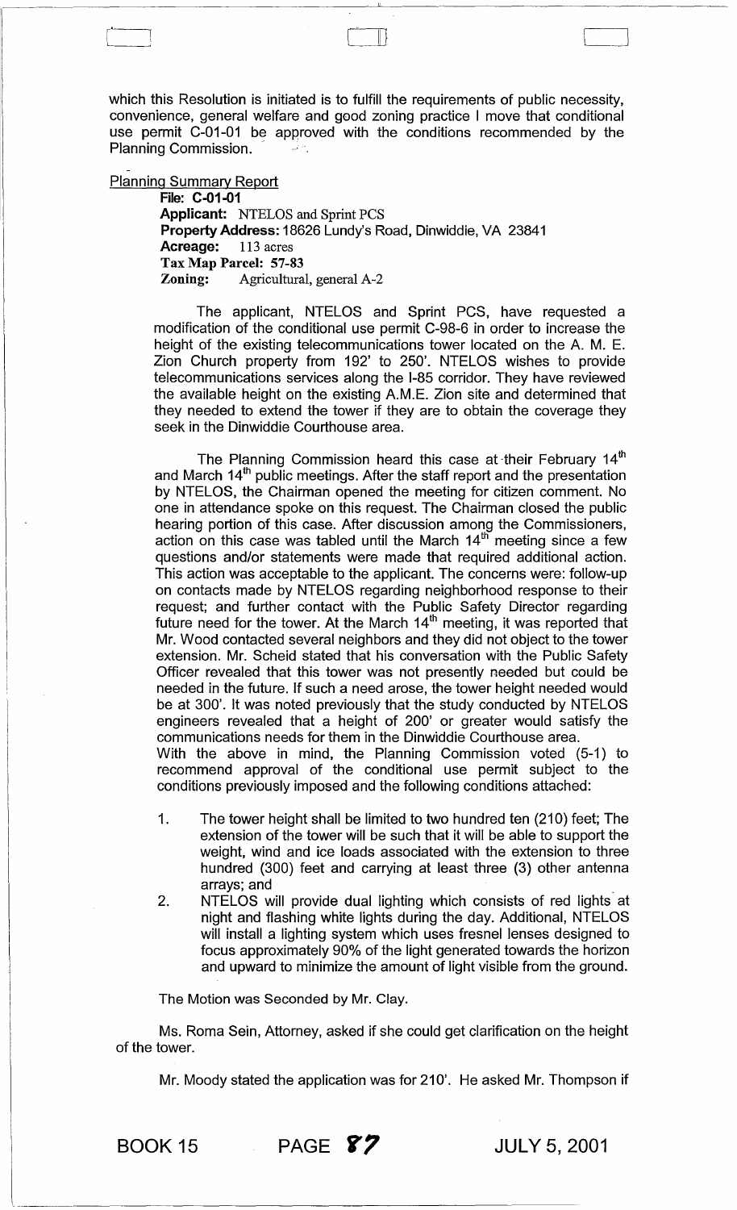which this Resolution is initiated is to fulfill the requirements of public necessity, convenience, general welfare and good zoning practice I move that conditional use permit C-01-01 be approved with the conditions recommended by the Planning Commission.

Planning Summary Report

**File: C-01-01**
**Applicant:** NTELOS and Sprint PCS
**Property Address:** 18626 Lundy's Road, Dinwiddie, VA 23841
**Acreage:** 113 acres
**Tax Map Parcel: 57-83**
**Zoning:** Agricultural, general A-2

The applicant, NTELOS and Sprint PCS, have requested a modification of the conditional use permit C-98-6 in order to increase the height of the existing telecommunications tower located on the A. M. E. Zion Church property from 192' to 250'. NTELOS wishes to provide telecommunications services along the I-85 corridor. They have reviewed the available height on the existing A.M.E. Zion site and determined that they needed to extend the tower if they are to obtain the coverage they seek in the Dinwiddie Courthouse area.

The Planning Commission heard this case at their February 14th and March 14th public meetings. After the staff report and the presentation by NTELOS, the Chairman opened the meeting for citizen comment. No one in attendance spoke on this request. The Chairman closed the public hearing portion of this case. After discussion among the Commissioners, action on this case was tabled until the March 14th meeting since a few questions and/or statements were made that required additional action. This action was acceptable to the applicant. The concerns were: follow-up on contacts made by NTELOS regarding neighborhood response to their request; and further contact with the Public Safety Director regarding future need for the tower. At the March 14th meeting, it was reported that Mr. Wood contacted several neighbors and they did not object to the tower extension. Mr. Scheid stated that his conversation with the Public Safety Officer revealed that this tower was not presently needed but could be needed in the future. If such a need arose, the tower height needed would be at 300'. It was noted previously that the study conducted by NTELOS engineers revealed that a height of 200' or greater would satisfy the communications needs for them in the Dinwiddie Courthouse area.
With the above in mind, the Planning Commission voted (5-1) to recommend approval of the conditional use permit subject to the conditions previously imposed and the following conditions attached:

1. The tower height shall be limited to two hundred ten (210) feet; The extension of the tower will be such that it will be able to support the weight, wind and ice loads associated with the extension to three hundred (300) feet and carrying at least three (3) other antenna arrays; and
2. NTELOS will provide dual lighting which consists of red lights at night and flashing white lights during the day. Additional, NTELOS will install a lighting system which uses fresnel lenses designed to focus approximately 90% of the light generated towards the horizon and upward to minimize the amount of light visible from the ground.

The Motion was Seconded by Mr. Clay.

Ms. Roma Sein, Attorney, asked if she could get clarification on the height of the tower.

Mr. Moody stated the application was for 210'. He asked Mr. Thompson if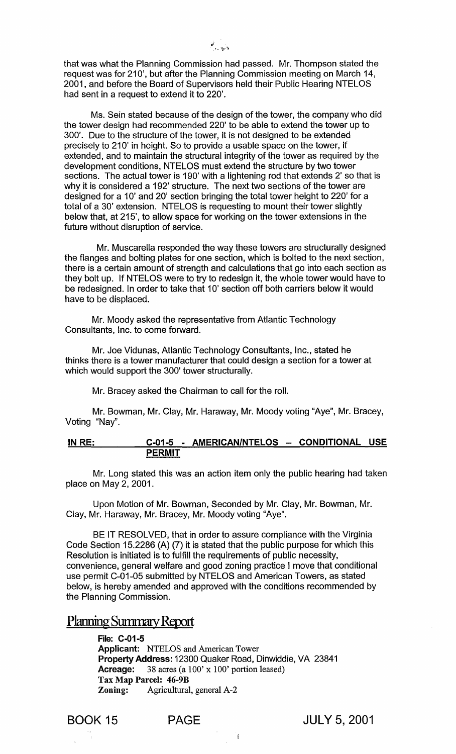that was what the Planning Commission had passed. Mr. Thompson stated the request was for 210', but after the Planning Commission meeting on March 14, 2001, and before the Board of Supervisors held their Public Hearing NTELOS had sent in a request to extend it to 220'.

Ms. Sein stated because of the design of the tower, the company who did the tower design had recommended 220' to be able to extend the tower up to 300'. Due to the structure of the tower, it is not designed to be extended precisely to 210' in height. So to provide a usable space on the tower, if extended, and to maintain the structural integrity of the tower as required by the development conditions, NTELOS must extend the structure by two tower sections. The actual tower is 190' with a lightening rod that extends 2' so that is why it is considered a 192' structure. The next two sections of the tower are designed for a 10' and 20' section bringing the total tower height to 220' for a total of a 30' extension. NTELOS is requesting to mount their tower slightly below that, at 215', to allow space for working on the tower extensions in the future without disruption of service.

Mr. Muscarella responded the way these towers are structurally designed the flanges and bolting plates for one section, which is bolted to the next section, there is a certain amount of strength and calculations that go into each section as they bolt up. If NTELOS were to try to redesign it, the whole tower would have to be redesigned. In order to take that 10' section off both carriers below it would have to be displaced.

Mr. Moody asked the representative from Atlantic Technology Consultants, Inc. to come forward.

Mr. Joe Vidunas, Atlantic Technology Consultants, Inc., stated he thinks there is a tower manufacturer that could design a section for a tower at which would support the 300' tower structurally.

Mr. Bracey asked the Chairman to call for the roll.

Mr. Bowman, Mr. Clay, Mr. Haraway, Mr. Moody voting "Aye", Mr. Bracey, Voting "Nay".

**IN RE: C-01-5 - AMERICAN/NTELOS – CONDITIONAL USE PERMIT**

Mr. Long stated this was an action item only the public hearing had taken place on May 2, 2001.

Upon Motion of Mr. Bowman, Seconded by Mr. Clay, Mr. Bowman, Mr. Clay, Mr. Haraway, Mr. Bracey, Mr. Moody voting "Aye".

BE IT RESOLVED, that in order to assure compliance with the Virginia Code Section 15.2286 (A) (7) it is stated that the public purpose for which this Resolution is initiated is to fulfill the requirements of public necessity, convenience, general welfare and good zoning practice I move that conditional use permit C-01-05 submitted by NTELOS and American Towers, as stated below, is hereby amended and approved with the conditions recommended by the Planning Commission.

## Planning Summary Report

**File: C-01-5**
**Applicant:** NTELOS and American Tower
**Property Address:** 12300 Quaker Road, Dinwiddie, VA 23841
**Acreage:** 38 acres (a 100' x 100' portion leased)
**Tax Map Parcel: 46-9B**
**Zoning:** Agricultural, general A-2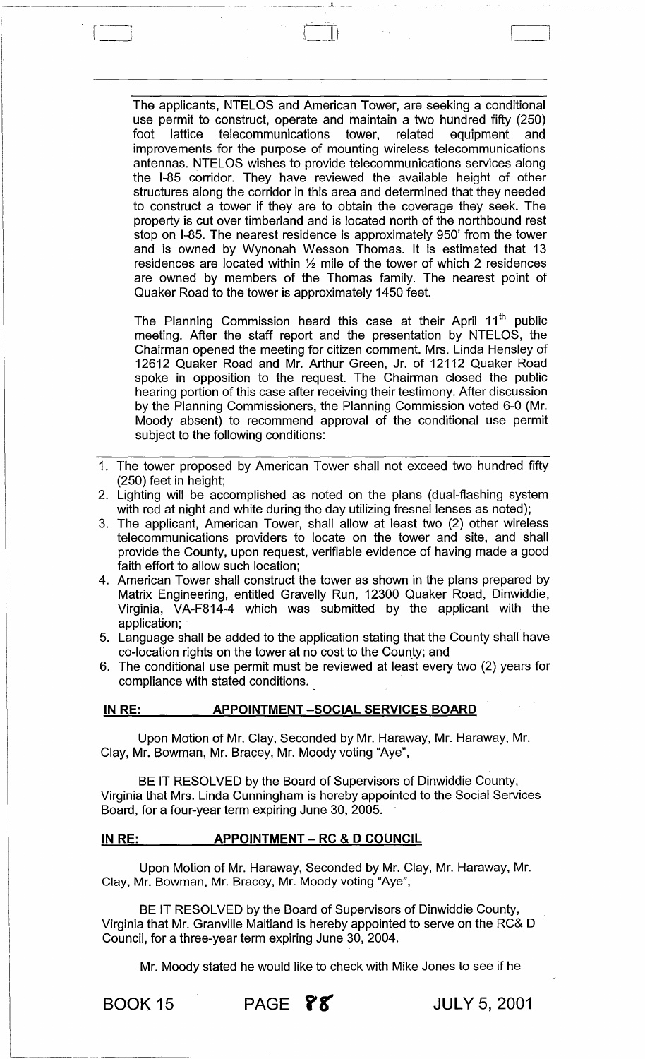The applicants, NTELOS and American Tower, are seeking a conditional use permit to construct, operate and maintain a two hundred fifty (250) foot lattice telecommunications tower, related equipment and improvements for the purpose of mounting wireless telecommunications antennas. NTELOS wishes to provide telecommunications services along the I-85 corridor. They have reviewed the available height of other structures along the corridor in this area and determined that they needed to construct a tower if they are to obtain the coverage they seek. The property is cut over timberland and is located north of the northbound rest stop on I-85. The nearest residence is approximately 950' from the tower and is owned by Wynonah Wesson Thomas. It is estimated that 13 residences are located within ½ mile of the tower of which 2 residences are owned by members of the Thomas family. The nearest point of Quaker Road to the tower is approximately 1450 feet.

The Planning Commission heard this case at their April 11th public meeting. After the staff report and the presentation by NTELOS, the Chairman opened the meeting for citizen comment. Mrs. Linda Hensley of 12612 Quaker Road and Mr. Arthur Green, Jr. of 12112 Quaker Road spoke in opposition to the request. The Chairman closed the public hearing portion of this case after receiving their testimony. After discussion by the Planning Commissioners, the Planning Commission voted 6-0 (Mr. Moody absent) to recommend approval of the conditional use permit subject to the following conditions:

1. The tower proposed by American Tower shall not exceed two hundred fifty (250) feet in height;
2. Lighting will be accomplished as noted on the plans (dual-flashing system with red at night and white during the day utilizing fresnel lenses as noted);
3. The applicant, American Tower, shall allow at least two (2) other wireless telecommunications providers to locate on the tower and site, and shall provide the County, upon request, verifiable evidence of having made a good faith effort to allow such location;
4. American Tower shall construct the tower as shown in the plans prepared by Matrix Engineering, entitled Gravelly Run, 12300 Quaker Road, Dinwiddie, Virginia, VA-F814-4 which was submitted by the applicant with the application;
5. Language shall be added to the application stating that the County shall have co-location rights on the tower at no cost to the County; and
6. The conditional use permit must be reviewed at least every two (2) years for compliance with stated conditions.

**IN RE: APPOINTMENT –SOCIAL SERVICES BOARD**

Upon Motion of Mr. Clay, Seconded by Mr. Haraway, Mr. Haraway, Mr. Clay, Mr. Bowman, Mr. Bracey, Mr. Moody voting "Aye",

BE IT RESOLVED by the Board of Supervisors of Dinwiddie County, Virginia that Mrs. Linda Cunningham is hereby appointed to the Social Services Board, for a four-year term expiring June 30, 2005.

**IN RE: APPOINTMENT – RC & D COUNCIL**

Upon Motion of Mr. Haraway, Seconded by Mr. Clay, Mr. Haraway, Mr. Clay, Mr. Bowman, Mr. Bracey, Mr. Moody voting "Aye",

BE IT RESOLVED by the Board of Supervisors of Dinwiddie County, Virginia that Mr. Granville Maitland is hereby appointed to serve on the RC& D Council, for a three-year term expiring June 30, 2004.

Mr. Moody stated he would like to check with Mike Jones to see if he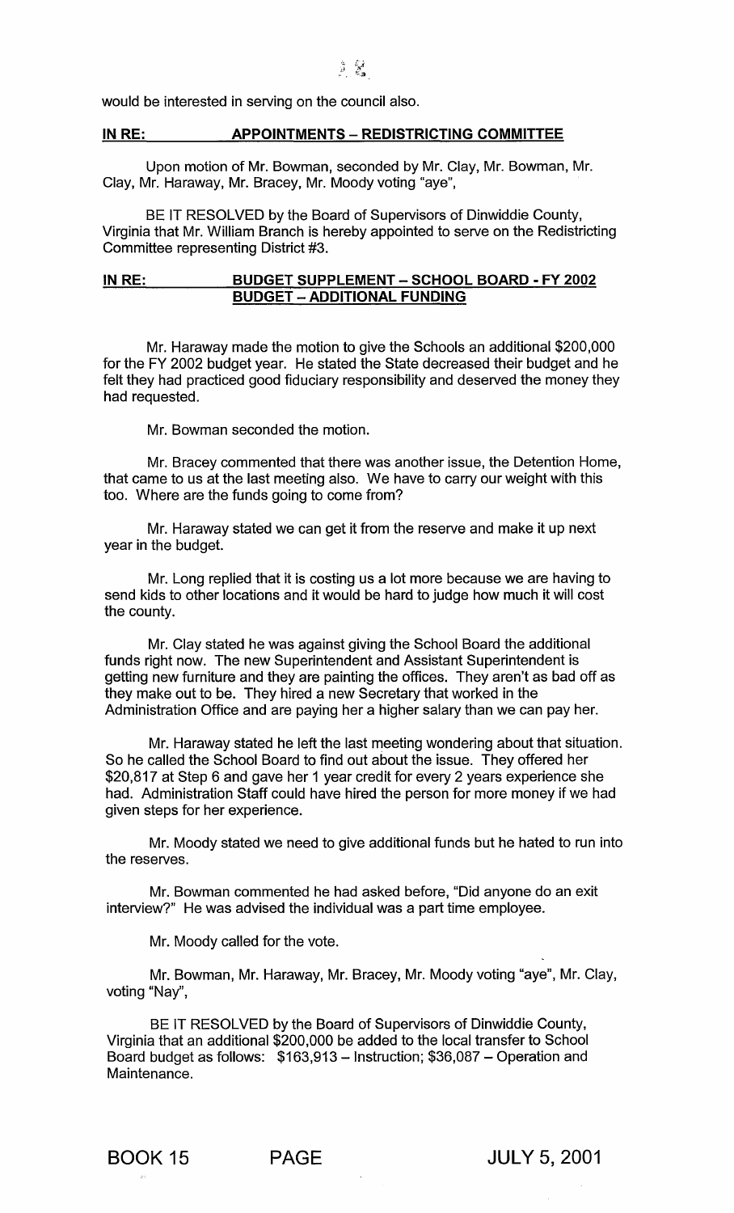would be interested in serving on the council also.

**IN RE: APPOINTMENTS – REDISTRICTING COMMITTEE**

Upon motion of Mr. Bowman, seconded by Mr. Clay, Mr. Bowman, Mr. Clay, Mr. Haraway, Mr. Bracey, Mr. Moody voting "aye",

BE IT RESOLVED by the Board of Supervisors of Dinwiddie County, Virginia that Mr. William Branch is hereby appointed to serve on the Redistricting Committee representing District #3.

**IN RE: BUDGET SUPPLEMENT – SCHOOL BOARD - FY 2002 BUDGET – ADDITIONAL FUNDING**

Mr. Haraway made the motion to give the Schools an additional $200,000 for the FY 2002 budget year. He stated the State decreased their budget and he felt they had practiced good fiduciary responsibility and deserved the money they had requested.

Mr. Bowman seconded the motion.

Mr. Bracey commented that there was another issue, the Detention Home, that came to us at the last meeting also. We have to carry our weight with this too. Where are the funds going to come from?

Mr. Haraway stated we can get it from the reserve and make it up next year in the budget.

Mr. Long replied that it is costing us a lot more because we are having to send kids to other locations and it would be hard to judge how much it will cost the county.

Mr. Clay stated he was against giving the School Board the additional funds right now. The new Superintendent and Assistant Superintendent is getting new furniture and they are painting the offices. They aren't as bad off as they make out to be. They hired a new Secretary that worked in the Administration Office and are paying her a higher salary than we can pay her.

Mr. Haraway stated he left the last meeting wondering about that situation. So he called the School Board to find out about the issue. They offered her $20,817 at Step 6 and gave her 1 year credit for every 2 years experience she had. Administration Staff could have hired the person for more money if we had given steps for her experience.

Mr. Moody stated we need to give additional funds but he hated to run into the reserves.

Mr. Bowman commented he had asked before, "Did anyone do an exit interview?" He was advised the individual was a part time employee.

Mr. Moody called for the vote.

Mr. Bowman, Mr. Haraway, Mr. Bracey, Mr. Moody voting "aye", Mr. Clay, voting "Nay",

BE IT RESOLVED by the Board of Supervisors of Dinwiddie County, Virginia that an additional $200,000 be added to the local transfer to School Board budget as follows: $163,913 – Instruction; $36,087 – Operation and Maintenance.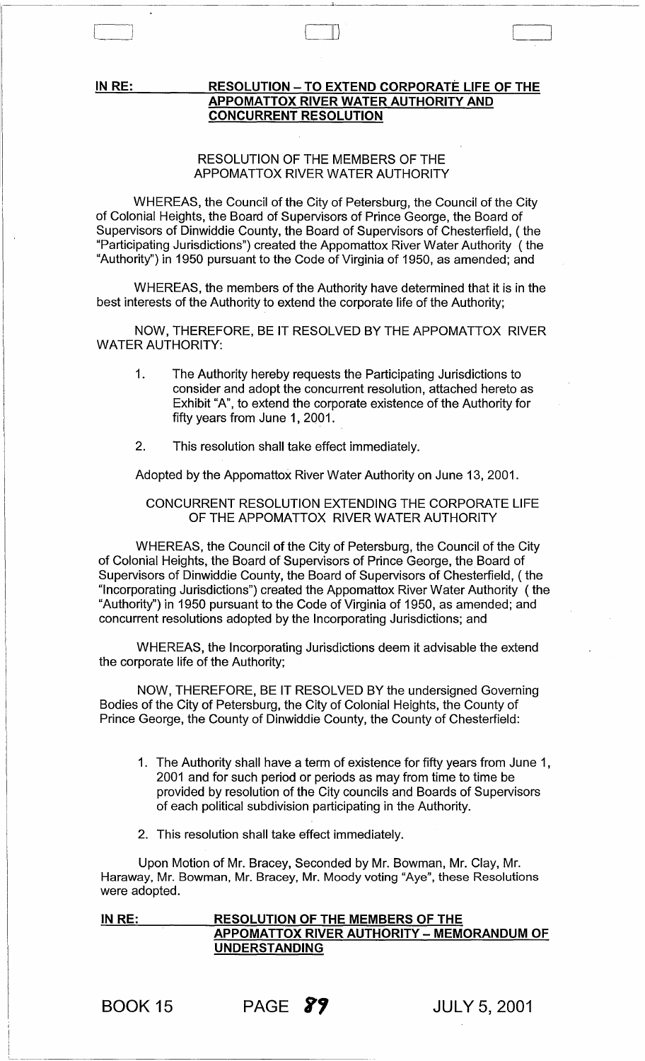**IN RE: RESOLUTION – TO EXTEND CORPORATE LIFE OF THE APPOMATTOX RIVER WATER AUTHORITY AND CONCURRENT RESOLUTION**

RESOLUTION OF THE MEMBERS OF THE APPOMATTOX RIVER WATER AUTHORITY

WHEREAS, the Council of the City of Petersburg, the Council of the City of Colonial Heights, the Board of Supervisors of Prince George, the Board of Supervisors of Dinwiddie County, the Board of Supervisors of Chesterfield, ( the "Participating Jurisdictions") created the Appomattox River Water Authority ( the "Authority") in 1950 pursuant to the Code of Virginia of 1950, as amended; and

WHEREAS, the members of the Authority have determined that it is in the best interests of the Authority to extend the corporate life of the Authority;

NOW, THEREFORE, BE IT RESOLVED BY THE APPOMATTOX RIVER WATER AUTHORITY:

1. The Authority hereby requests the Participating Jurisdictions to consider and adopt the concurrent resolution, attached hereto as Exhibit "A", to extend the corporate existence of the Authority for fifty years from June 1, 2001.
2. This resolution shall take effect immediately.

Adopted by the Appomattox River Water Authority on June 13, 2001.

CONCURRENT RESOLUTION EXTENDING THE CORPORATE LIFE OF THE APPOMATTOX RIVER WATER AUTHORITY

WHEREAS, the Council of the City of Petersburg, the Council of the City of Colonial Heights, the Board of Supervisors of Prince George, the Board of Supervisors of Dinwiddie County, the Board of Supervisors of Chesterfield, ( the "Incorporating Jurisdictions") created the Appomattox River Water Authority ( the "Authority") in 1950 pursuant to the Code of Virginia of 1950, as amended; and concurrent resolutions adopted by the Incorporating Jurisdictions; and

WHEREAS, the Incorporating Jurisdictions deem it advisable the extend the corporate life of the Authority;

NOW, THEREFORE, BE IT RESOLVED BY the undersigned Governing Bodies of the City of Petersburg, the City of Colonial Heights, the County of Prince George, the County of Dinwiddie County, the County of Chesterfield:

1. The Authority shall have a term of existence for fifty years from June 1, 2001 and for such period or periods as may from time to time be provided by resolution of the City councils and Boards of Supervisors of each political subdivision participating in the Authority.
2. This resolution shall take effect immediately.

Upon Motion of Mr. Bracey, Seconded by Mr. Bowman, Mr. Clay, Mr. Haraway, Mr. Bowman, Mr. Bracey, Mr. Moody voting "Aye", these Resolutions were adopted.

**IN RE: RESOLUTION OF THE MEMBERS OF THE APPOMATTOX RIVER AUTHORITY – MEMORANDUM OF UNDERSTANDING**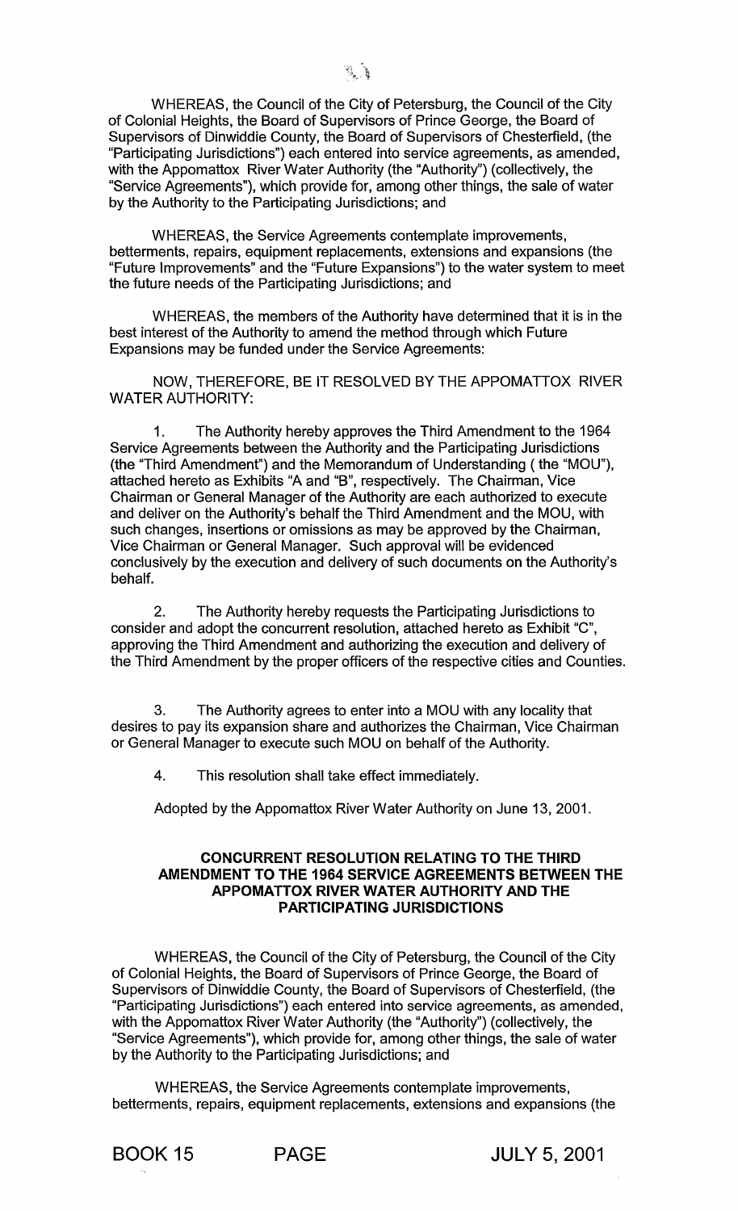WHEREAS, the Council of the City of Petersburg, the Council of the City of Colonial Heights, the Board of Supervisors of Prince George, the Board of Supervisors of Dinwiddie County, the Board of Supervisors of Chesterfield, (the "Participating Jurisdictions") each entered into service agreements, as amended, with the Appomattox River Water Authority (the "Authority") (collectively, the "Service Agreements"), which provide for, among other things, the sale of water by the Authority to the Participating Jurisdictions; and

WHEREAS, the Service Agreements contemplate improvements, betterments, repairs, equipment replacements, extensions and expansions (the "Future Improvements" and the "Future Expansions") to the water system to meet the future needs of the Participating Jurisdictions; and

WHEREAS, the members of the Authority have determined that it is in the best interest of the Authority to amend the method through which Future Expansions may be funded under the Service Agreements:

NOW, THEREFORE, BE IT RESOLVED BY THE APPOMATTOX RIVER WATER AUTHORITY:

1. The Authority hereby approves the Third Amendment to the 1964 Service Agreements between the Authority and the Participating Jurisdictions (the "Third Amendment") and the Memorandum of Understanding ( the "MOU"), attached hereto as Exhibits "A and "B", respectively. The Chairman, Vice Chairman or General Manager of the Authority are each authorized to execute and deliver on the Authority's behalf the Third Amendment and the MOU, with such changes, insertions or omissions as may be approved by the Chairman, Vice Chairman or General Manager. Such approval will be evidenced conclusively by the execution and delivery of such documents on the Authority's behalf.

2. The Authority hereby requests the Participating Jurisdictions to consider and adopt the concurrent resolution, attached hereto as Exhibit "C", approving the Third Amendment and authorizing the execution and delivery of the Third Amendment by the proper officers of the respective cities and Counties.

3. The Authority agrees to enter into a MOU with any locality that desires to pay its expansion share and authorizes the Chairman, Vice Chairman or General Manager to execute such MOU on behalf of the Authority.

4. This resolution shall take effect immediately.

Adopted by the Appomattox River Water Authority on June 13, 2001.

**CONCURRENT RESOLUTION RELATING TO THE THIRD AMENDMENT TO THE 1964 SERVICE AGREEMENTS BETWEEN THE APPOMATTOX RIVER WATER AUTHORITY AND THE PARTICIPATING JURISDICTIONS**

WHEREAS, the Council of the City of Petersburg, the Council of the City of Colonial Heights, the Board of Supervisors of Prince George, the Board of Supervisors of Dinwiddie County, the Board of Supervisors of Chesterfield, (the "Participating Jurisdictions") each entered into service agreements, as amended, with the Appomattox River Water Authority (the "Authority") (collectively, the "Service Agreements"), which provide for, among other things, the sale of water by the Authority to the Participating Jurisdictions; and

WHEREAS, the Service Agreements contemplate improvements, betterments, repairs, equipment replacements, extensions and expansions (the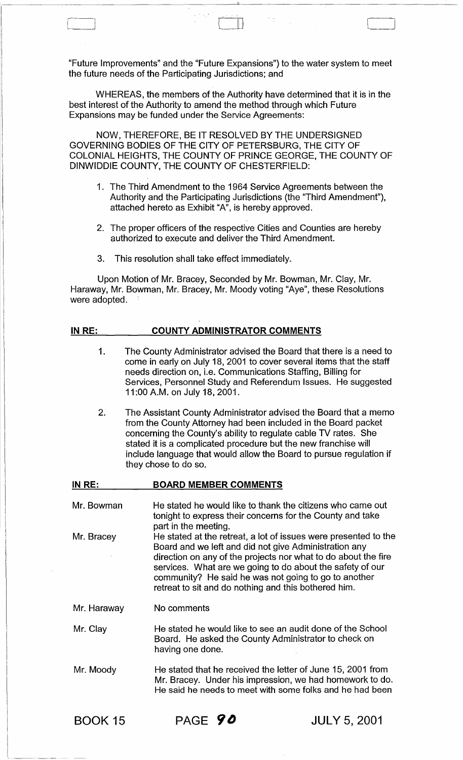"Future Improvements" and the "Future Expansions") to the water system to meet the future needs of the Participating Jurisdictions; and

WHEREAS, the members of the Authority have determined that it is in the best interest of the Authority to amend the method through which Future Expansions may be funded under the Service Agreements:

NOW, THEREFORE, BE IT RESOLVED BY THE UNDERSIGNED GOVERNING BODIES OF THE CITY OF PETERSBURG, THE CITY OF COLONIAL HEIGHTS, THE COUNTY OF PRINCE GEORGE, THE COUNTY OF DINWIDDIE COUNTY, THE COUNTY OF CHESTERFIELD:

1. The Third Amendment to the 1964 Service Agreements between the Authority and the Participating Jurisdictions (the "Third Amendment"), attached hereto as Exhibit "A", is hereby approved.
2. The proper officers of the respective Cities and Counties are hereby authorized to execute and deliver the Third Amendment.
3. This resolution shall take effect immediately.

Upon Motion of Mr. Bracey, Seconded by Mr. Bowman, Mr. Clay, Mr. Haraway, Mr. Bowman, Mr. Bracey, Mr. Moody voting "Aye", these Resolutions were adopted.

**IN RE: COUNTY ADMINISTRATOR COMMENTS**

1. The County Administrator advised the Board that there is a need to come in early on July 18, 2001 to cover several items that the staff needs direction on, i.e. Communications Staffing, Billing for Services, Personnel Study and Referendum Issues. He suggested 11:00 A.M. on July 18, 2001.
2. The Assistant County Administrator advised the Board that a memo from the County Attorney had been included in the Board packet concerning the County's ability to regulate cable TV rates. She stated it is a complicated procedure but the new franchise will include language that would allow the Board to pursue regulation if they chose to do so.

**IN RE: BOARD MEMBER COMMENTS**

| | |
|---|---|
| Mr. Bowman | He stated he would like to thank the citizens who came out tonight to express their concerns for the County and take part in the meeting. |
| Mr. Bracey | He stated at the retreat, a lot of issues were presented to the Board and we left and did not give Administration any direction on any of the projects nor what to do about the fire services. What are we going to do about the safety of our community? He said he was not going to go to another retreat to sit and do nothing and this bothered him. |
| Mr. Haraway | No comments |
| Mr. Clay | He stated he would like to see an audit done of the School Board. He asked the County Administrator to check on having one done. |
| Mr. Moody | He stated that he received the letter of June 15, 2001 from Mr. Bracey. Under his impression, we had homework to do. He said he needs to meet with some folks and he had been |

BOOK 15 PAGE 90 JULY 5, 2001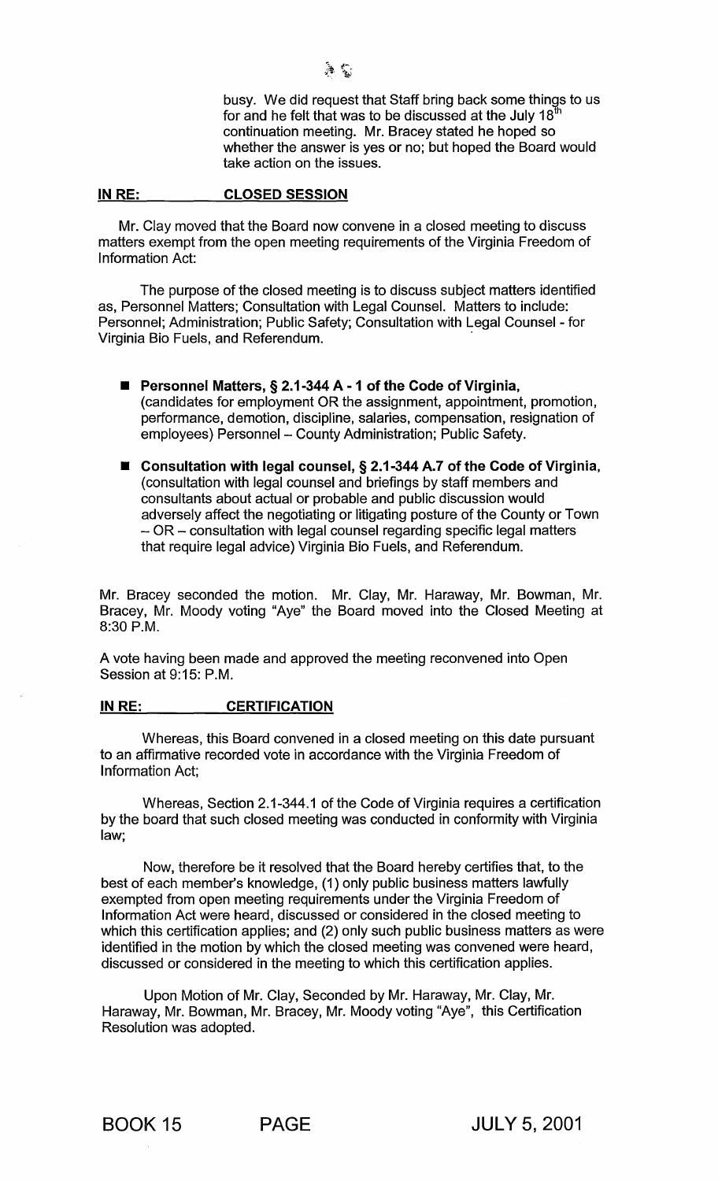busy. We did request that Staff bring back some things to us for and he felt that was to be discussed at the July 18th continuation meeting. Mr. Bracey stated he hoped so whether the answer is yes or no; but hoped the Board would take action on the issues.

**IN RE: CLOSED SESSION**

Mr. Clay moved that the Board now convene in a closed meeting to discuss matters exempt from the open meeting requirements of the Virginia Freedom of Information Act:

The purpose of the closed meeting is to discuss subject matters identified as, Personnel Matters; Consultation with Legal Counsel. Matters to include: Personnel; Administration; Public Safety; Consultation with Legal Counsel - for Virginia Bio Fuels, and Referendum.

- **Personnel Matters, § 2.1-344 A - 1 of the Code of Virginia,** (candidates for employment OR the assignment, appointment, promotion, performance, demotion, discipline, salaries, compensation, resignation of employees) Personnel – County Administration; Public Safety.
- **Consultation with legal counsel, § 2.1-344 A.7 of the Code of Virginia,** (consultation with legal counsel and briefings by staff members and consultants about actual or probable and public discussion would adversely affect the negotiating or litigating posture of the County or Town – OR – consultation with legal counsel regarding specific legal matters that require legal advice) Virginia Bio Fuels, and Referendum.

Mr. Bracey seconded the motion. Mr. Clay, Mr. Haraway, Mr. Bowman, Mr. Bracey, Mr. Moody voting "Aye" the Board moved into the Closed Meeting at 8:30 P.M.

A vote having been made and approved the meeting reconvened into Open Session at 9:15: P.M.

**IN RE: CERTIFICATION**

Whereas, this Board convened in a closed meeting on this date pursuant to an affirmative recorded vote in accordance with the Virginia Freedom of Information Act;

Whereas, Section 2.1-344.1 of the Code of Virginia requires a certification by the board that such closed meeting was conducted in conformity with Virginia law;

Now, therefore be it resolved that the Board hereby certifies that, to the best of each member's knowledge, (1) only public business matters lawfully exempted from open meeting requirements under the Virginia Freedom of Information Act were heard, discussed or considered in the closed meeting to which this certification applies; and (2) only such public business matters as were identified in the motion by which the closed meeting was convened were heard, discussed or considered in the meeting to which this certification applies.

Upon Motion of Mr. Clay, Seconded by Mr. Haraway, Mr. Clay, Mr. Haraway, Mr. Bowman, Mr. Bracey, Mr. Moody voting "Aye", this Certification Resolution was adopted.

BOOK 15 PAGE JULY 5, 2001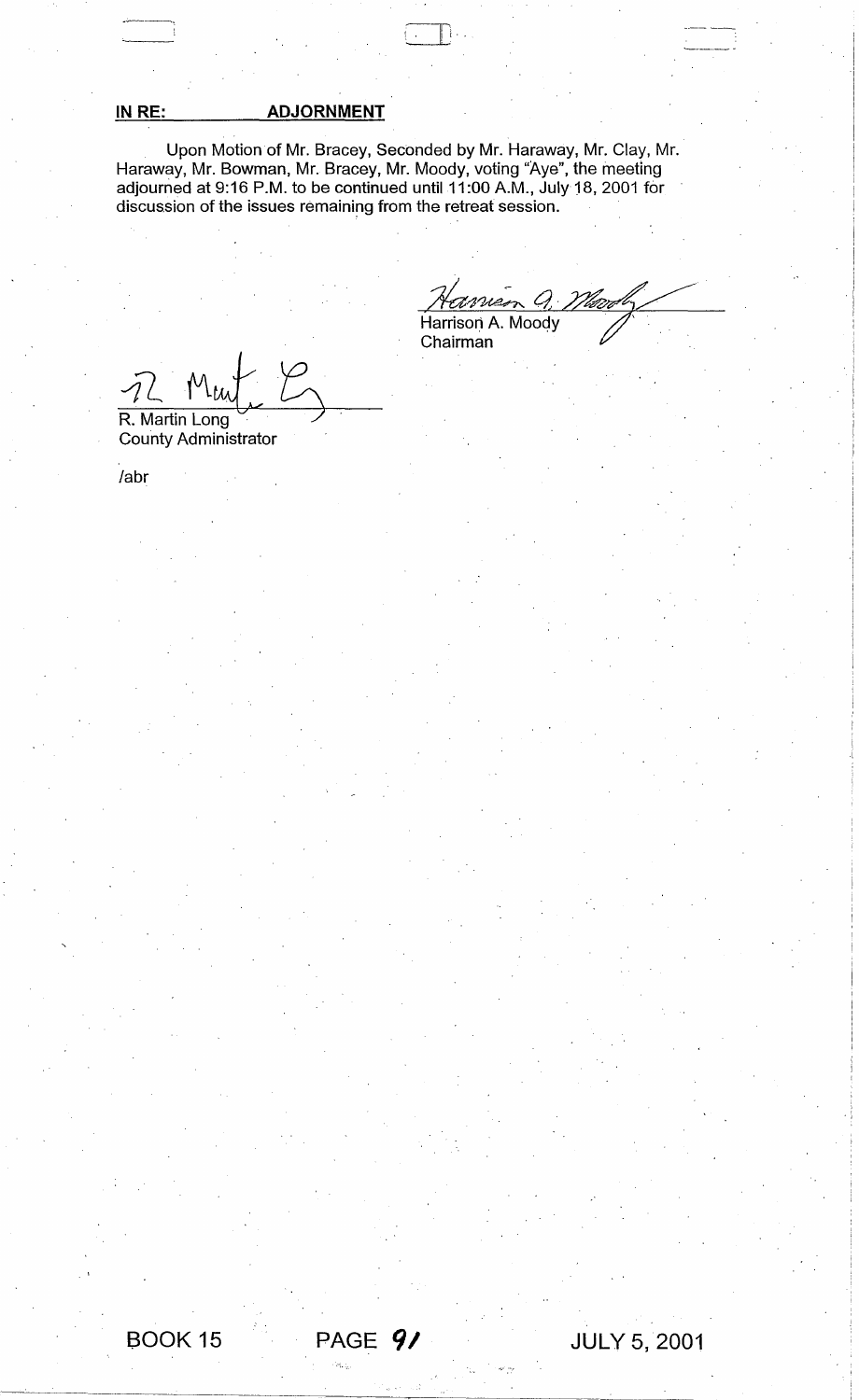**IN RE: ADJOURNMENT**

Upon Motion of Mr. Bracey, Seconded by Mr. Haraway, Mr. Clay, Mr. Haraway, Mr. Bowman, Mr. Bracey, Mr. Moody, voting "Aye", the meeting adjourned at 9:16 P.M. to be continued until 11:00 A.M., July 18, 2001 for discussion of the issues remaining from the retreat session.

Harrison A. Moody
Chairman

R. Martin Long
County Administrator

/abr

BOOK 15 PAGE 91 JULY 5, 2001